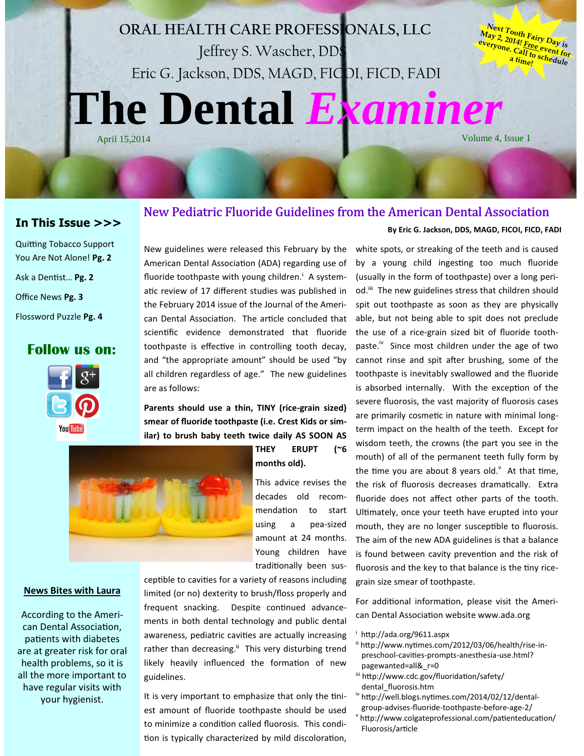ORAL HEALTH CARE PROFESSIONALS, LLC

Jeffrey S. Wascher, DDS

Eric G. Jackson, DDS, MAGD, FICOI, FICD, FADI

# The Dental *Examiner*

April 15,2014

Volume 4, Issue 1

Next Tooth Fairy Day is May 2, 2014! Free event for everyone. Call to schedule a time!

## In This Issue >>>

Quitting Tobacco Support You Are Not Alone! **Pg. 2**

Ask a Dentist… **Pg. 2**

Office News **Pg. 3**

Flossword Puzzle **Pg. 4**

## Follow us on:

YouTube

### News Bites with Laura

According to the American Dental Association, patients with diabetes are at greater risk for oral health problems, so it is all the more important to have regular visits with your hygienist.

## New Pediatric Fluoride Guidelines from the American Dental Association

**By Eric G. Jackson, DDS, MAGD, FICOI, FICD, FADI**

New guidelines were released this February by the American Dental Association (ADA) regarding use of fluoride toothpaste with young children.[i] A systematic review of 17 different studies was published in the February 2014 issue of the Journal of the American Dental Association. The article concluded that scientific evidence demonstrated that fluoride toothpaste is effective in controlling tooth decay, and "the appropriate amount" should be used "by all children regardless of age." The new guidelines are as follows:

**Parents should use a thin, TINY (rice-grain sized) smear of fluoride toothpaste (i.e. Crest Kids or similar) to brush baby teeth twice daily AS SOON AS THEY ERUPT (~6 months old).**

This advice revises the decades old recommendation to start using a pea-sized amount at 24 months. Young children have traditionally been susceptible to cavities for a variety of reasons including limited (or no) dexterity to brush/floss properly and frequent snacking. Despite continued advancements in both dental technology and public dental awareness, pediatric cavities are actually increasing rather than decreasing.[ii] This very disturbing trend likely heavily influenced the formation of new guidelines.

It is very important to emphasize that only the tiniest amount of fluoride toothpaste should be used to minimize a condition called fluorosis. This condition is typically characterized by mild discoloration, white spots, or streaking of the teeth and is caused by a young child ingesting too much fluoride (usually in the form of toothpaste) over a long period.[iii] The new guidelines stress that children should spit out toothpaste as soon as they are physically able, but not being able to spit does not preclude the use of a rice-grain sized bit of fluoride toothpaste.[iv] Since most children under the age of two cannot rinse and spit after brushing, some of the toothpaste is inevitably swallowed and the fluoride is absorbed internally. With the exception of the severe fluorosis, the vast majority of fluorosis cases are primarily cosmetic in nature with minimal long-term impact on the health of the teeth. Except for wisdom teeth, the crowns (the part you see in the mouth) of all of the permanent teeth fully form by the time you are about 8 years old.[v] At that time, the risk of fluorosis decreases dramatically. Extra fluoride does not affect other parts of the tooth. Ultimately, once your teeth have erupted into your mouth, they are no longer susceptible to fluorosis. The aim of the new ADA guidelines is that a balance is found between cavity prevention and the risk of fluorosis and the key to that balance is the tiny rice-grain size smear of toothpaste.

For additional information, please visit the American Dental Association website www.ada.org

[i] http://ada.org/9611.aspx

[ii] http://www.nytimes.com/2012/03/06/health/rise-in-preschool-cavities-prompts-anesthesia-use.html?pagewanted=all&_r=0

[iii] http://www.cdc.gov/fluoridation/safety/dental_fluorosis.htm

[iv] http://well.blogs.nytimes.com/2014/02/12/dental-group-advises-fluoride-toothpaste-before-age-2/

[v] http://www.colgateprofessional.com/patienteducation/Fluorosis/article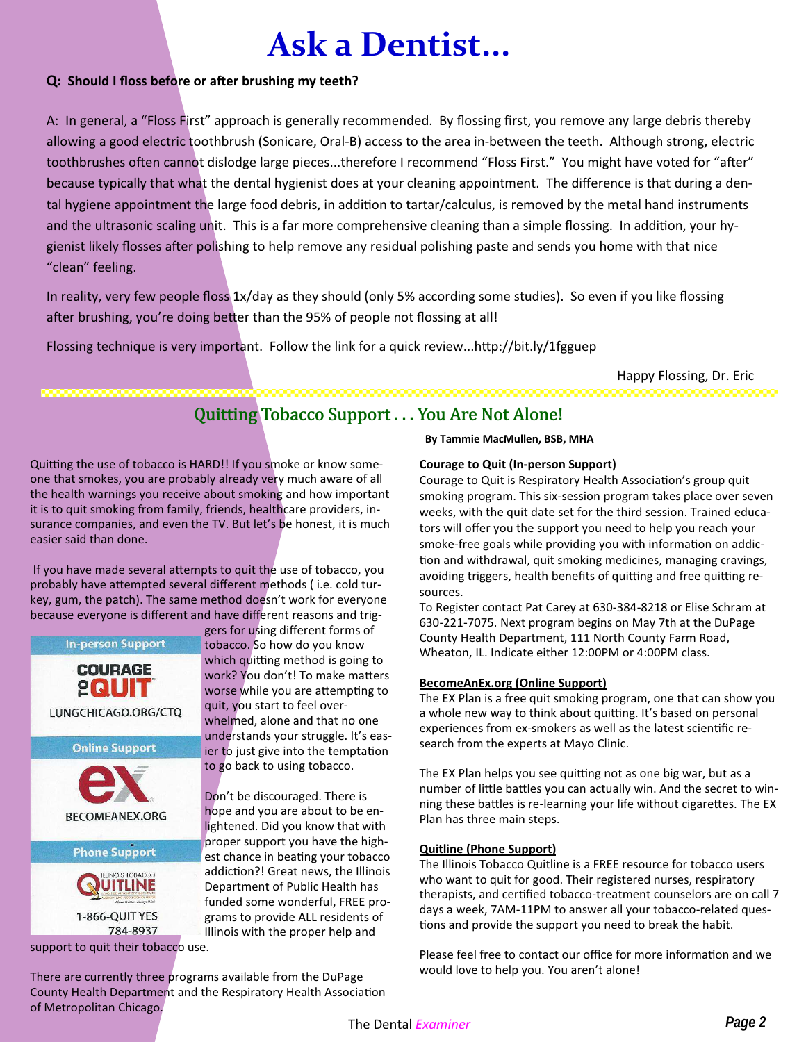# Ask a Dentist...

**Q: Should I floss before or after brushing my teeth?**

A: In general, a "Floss First" approach is generally recommended. By flossing first, you remove any large debris thereby allowing a good electric toothbrush (Sonicare, Oral-B) access to the area in-between the teeth. Although strong, electric toothbrushes often cannot dislodge large pieces...therefore I recommend "Floss First." You might have voted for "after" because typically that what the dental hygienist does at your cleaning appointment. The difference is that during a dental hygiene appointment the large food debris, in addition to tartar/calculus, is removed by the metal hand instruments and the ultrasonic scaling unit. This is a far more comprehensive cleaning than a simple flossing. In addition, your hygienist likely flosses after polishing to help remove any residual polishing paste and sends you home with that nice "clean" feeling.

In reality, very few people floss 1x/day as they should (only 5% according some studies). So even if you like flossing after brushing, you're doing better than the 95% of people not flossing at all!

Flossing technique is very important. Follow the link for a quick review...http://bit.ly/1fgguep

Happy Flossing, Dr. Eric

## Quitting Tobacco Support . . . You Are Not Alone!

**By Tammie MacMullen, BSB, MHA**

Quitting the use of tobacco is HARD!! If you smoke or know someone that smokes, you are probably already very much aware of all the health warnings you receive about smoking and how important it is to quit smoking from family, friends, healthcare providers, insurance companies, and even the TV. But let's be honest, it is much easier said than done.

If you have made several attempts to quit the use of tobacco, you probably have attempted several different methods ( i.e. cold turkey, gum, the patch). The same method doesn't work for everyone because everyone is different and have different reasons and triggers for using different forms of tobacco. So how do you know which quitting method is going to work? You don't! To make matters worse while you are attempting to quit, you start to feel overwhelmed, alone and that no one understands your struggle. It's easier to just give into the temptation to go back to using tobacco.

In-person Support
COURAGE TO QUIT
LUNGCHICAGO.ORG/CTQ

Online Support
ex
BECOMEANEX.ORG

Phone Support
ILLINOIS TOBACCO QUITLINE
1-866-QUIT YES
784-8937

Don't be discouraged. There is hope and you are about to be enlightened. Did you know that with proper support you have the highest chance in beating your tobacco addiction?! Great news, the Illinois Department of Public Health has funded some wonderful, FREE programs to provide ALL residents of Illinois with the proper help and support to quit their tobacco use.

There are currently three programs available from the DuPage County Health Department and the Respiratory Health Association of Metropolitan Chicago.

**Courage to Quit (In-person Support)**

Courage to Quit is Respiratory Health Association's group quit smoking program. This six-session program takes place over seven weeks, with the quit date set for the third session. Trained educators will offer you the support you need to help you reach your smoke-free goals while providing you with information on addiction and withdrawal, quit smoking medicines, managing cravings, avoiding triggers, health benefits of quitting and free quitting resources.

To Register contact Pat Carey at 630-384-8218 or Elise Schram at 630-221-7075. Next program begins on May 7th at the DuPage County Health Department, 111 North County Farm Road, Wheaton, IL. Indicate either 12:00PM or 4:00PM class.

**BecomeAnEx.org (Online Support)**

The EX Plan is a free quit smoking program, one that can show you a whole new way to think about quitting. It's based on personal experiences from ex-smokers as well as the latest scientific research from the experts at Mayo Clinic.

The EX Plan helps you see quitting not as one big war, but as a number of little battles you can actually win. And the secret to winning these battles is re-learning your life without cigarettes. The EX Plan has three main steps.

**Quitline (Phone Support)**

The Illinois Tobacco Quitline is a FREE resource for tobacco users who want to quit for good. Their registered nurses, respiratory therapists, and certified tobacco-treatment counselors are on call 7 days a week, 7AM-11PM to answer all your tobacco-related questions and provide the support you need to break the habit.

Please feel free to contact our office for more information and we would love to help you. You aren't alone!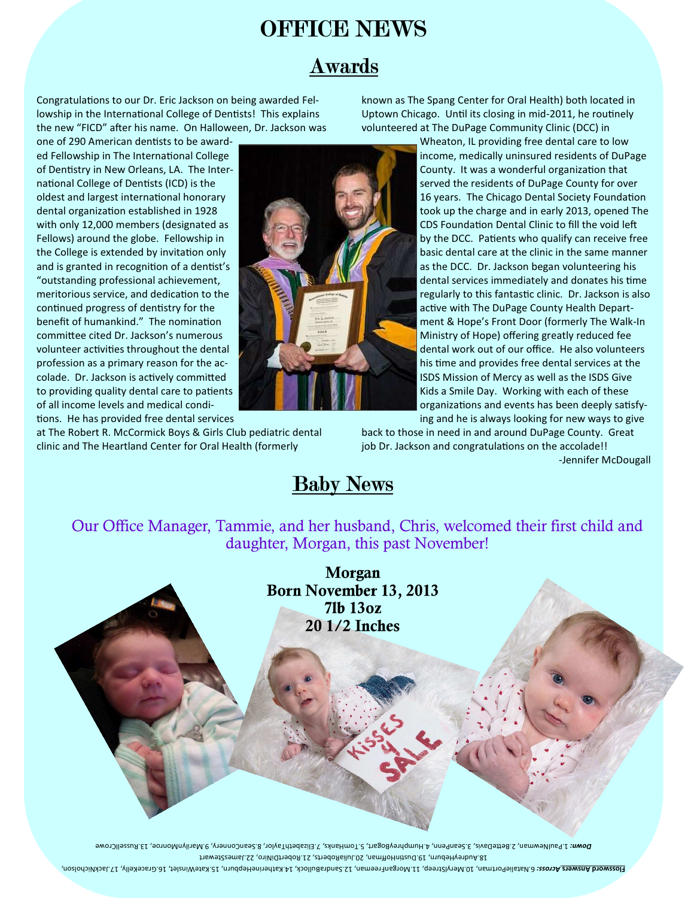# OFFICE NEWS

## Awards

Congratulations to our Dr. Eric Jackson on being awarded Fellowship in the International College of Dentists! This explains the new "FICD" after his name. On Halloween, Dr. Jackson was one of 290 American dentists to be awarded Fellowship in The International College of Dentistry in New Orleans, LA. The International College of Dentists (ICD) is the oldest and largest international honorary dental organization established in 1928 with only 12,000 members (designated as Fellows) around the globe. Fellowship in the College is extended by invitation only and is granted in recognition of a dentist's "outstanding professional achievement, meritorious service, and dedication to the continued progress of dentistry for the benefit of humankind." The nomination committee cited Dr. Jackson's numerous volunteer activities throughout the dental profession as a primary reason for the accolade. Dr. Jackson is actively committed to providing quality dental care to patients of all income levels and medical conditions. He has provided free dental services at The Robert R. McCormick Boys & Girls Club pediatric dental clinic and The Heartland Center for Oral Health (formerly known as The Spang Center for Oral Health) both located in Uptown Chicago. Until its closing in mid-2011, he routinely volunteered at The DuPage Community Clinic (DCC) in Wheaton, IL providing free dental care to low income, medically uninsured residents of DuPage County. It was a wonderful organization that served the residents of DuPage County for over 16 years. The Chicago Dental Society Foundation took up the charge and in early 2013, opened The CDS Foundation Dental Clinic to fill the void left by the DCC. Patients who qualify can receive free basic dental care at the clinic in the same manner as the DCC. Dr. Jackson began volunteering his dental services immediately and donates his time regularly to this fantastic clinic. Dr. Jackson is also active with The DuPage County Health Department & Hope's Front Door (formerly The Walk-In Ministry of Hope) offering greatly reduced fee dental work out of our office. He also volunteers his time and provides free dental services at the ISDS Mission of Mercy as well as the ISDS Give Kids a Smile Day. Working with each of these organizations and events has been deeply satisfying and he is always looking for new ways to give back to those in need in and around DuPage County. Great job Dr. Jackson and congratulations on the accolade!!

-Jennifer McDougall

## Baby News

Our Office Manager, Tammie, and her husband, Chris, welcomed their first child and daughter, Morgan, this past November!

**Morgan**
**Born November 13, 2013**
**7lb 13oz**
**20 1/2 Inches**

**Flossword Answers** ***Across:*** 6.NataliePortman, 10.MerylStreep, 11.MorganFreeman, 12.SandraBullock, 14.KatherineHepburn, 15.KateWinslet, 16.GraceKelly, 17.JackNicholson, 18.AudreyHeburn, 19.DustinHoffman, 20.JuliaRoberts, 21.RobertDiNiro, 22.JamesStewart

***Down:*** 1.PaulNewman, 2.BetteDavis, 3.SeanPenn, 4.HumphreyBogart, 5.TomHanks, 7.ElizabethTaylor, 8.SeanConnery, 9.MarilynMonroe, 13.RussellCrowe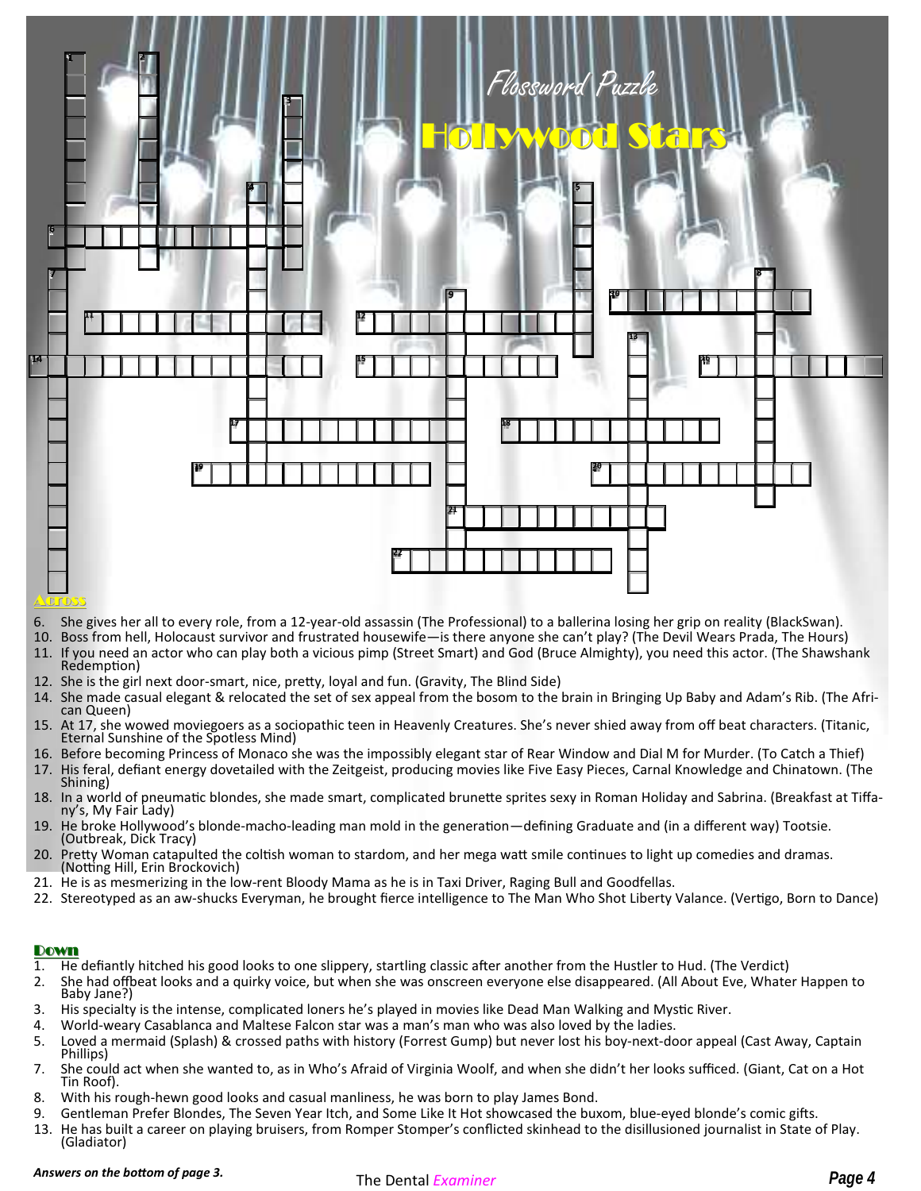*Flossword Puzzle*

# Hollywood Stars

## Across

6. She gives her all to every role, from a 12-year-old assassin (The Professional) to a ballerina losing her grip on reality (BlackSwan).
10. Boss from hell, Holocaust survivor and frustrated housewife—is there anyone she can't play? (The Devil Wears Prada, The Hours)
11. If you need an actor who can play both a vicious pimp (Street Smart) and God (Bruce Almighty), you need this actor. (The Shawshank Redemption)
12. She is the girl next door-smart, nice, pretty, loyal and fun. (Gravity, The Blind Side)
14. She made casual elegant & relocated the set of sex appeal from the bosom to the brain in Bringing Up Baby and Adam's Rib. (The African Queen)
15. At 17, she wowed moviegoers as a sociopathic teen in Heavenly Creatures. She's never shied away from off beat characters. (Titanic, Eternal Sunshine of the Spotless Mind)
16. Before becoming Princess of Monaco she was the impossibly elegant star of Rear Window and Dial M for Murder. (To Catch a Thief)
17. His feral, defiant energy dovetailed with the Zeitgeist, producing movies like Five Easy Pieces, Carnal Knowledge and Chinatown. (The Shining)
18. In a world of pneumatic blondes, she made smart, complicated brunette sprites sexy in Roman Holiday and Sabrina. (Breakfast at Tiffany's, My Fair Lady)
19. He broke Hollywood's blonde-macho-leading man mold in the generation—defining Graduate and (in a different way) Tootsie. (Outbreak, Dick Tracy)
20. Pretty Woman catapulted the coltish woman to stardom, and her mega watt smile continues to light up comedies and dramas. (Notting Hill, Erin Brockovich)
21. He is as mesmerizing in the low-rent Bloody Mama as he is in Taxi Driver, Raging Bull and Goodfellas.
22. Stereotyped as an aw-shucks Everyman, he brought fierce intelligence to The Man Who Shot Liberty Valance. (Vertigo, Born to Dance)

## Down

1. He defiantly hitched his good looks to one slippery, startling classic after another from the Hustler to Hud. (The Verdict)
2. She had offbeat looks and a quirky voice, but when she was onscreen everyone else disappeared. (All About Eve, Whater Happen to Baby Jane?)
3. His specialty is the intense, complicated loners he's played in movies like Dead Man Walking and Mystic River.
4. World-weary Casablanca and Maltese Falcon star was a man's man who was also loved by the ladies.
5. Loved a mermaid (Splash) & crossed paths with history (Forrest Gump) but never lost his boy-next-door appeal (Cast Away, Captain Phillips)
7. She could act when she wanted to, as in Who's Afraid of Virginia Woolf, and when she didn't her looks sufficed. (Giant, Cat on a Hot Tin Roof).
8. With his rough-hewn good looks and casual manliness, he was born to play James Bond.
9. Gentleman Prefer Blondes, The Seven Year Itch, and Some Like It Hot showcased the buxom, blue-eyed blonde's comic gifts.
13. He has built a career on playing bruisers, from Romper Stomper's conflicted skinhead to the disillusioned journalist in State of Play. (Gladiator)

*Answers on the bottom of page 3.*

The Dental *Examiner*